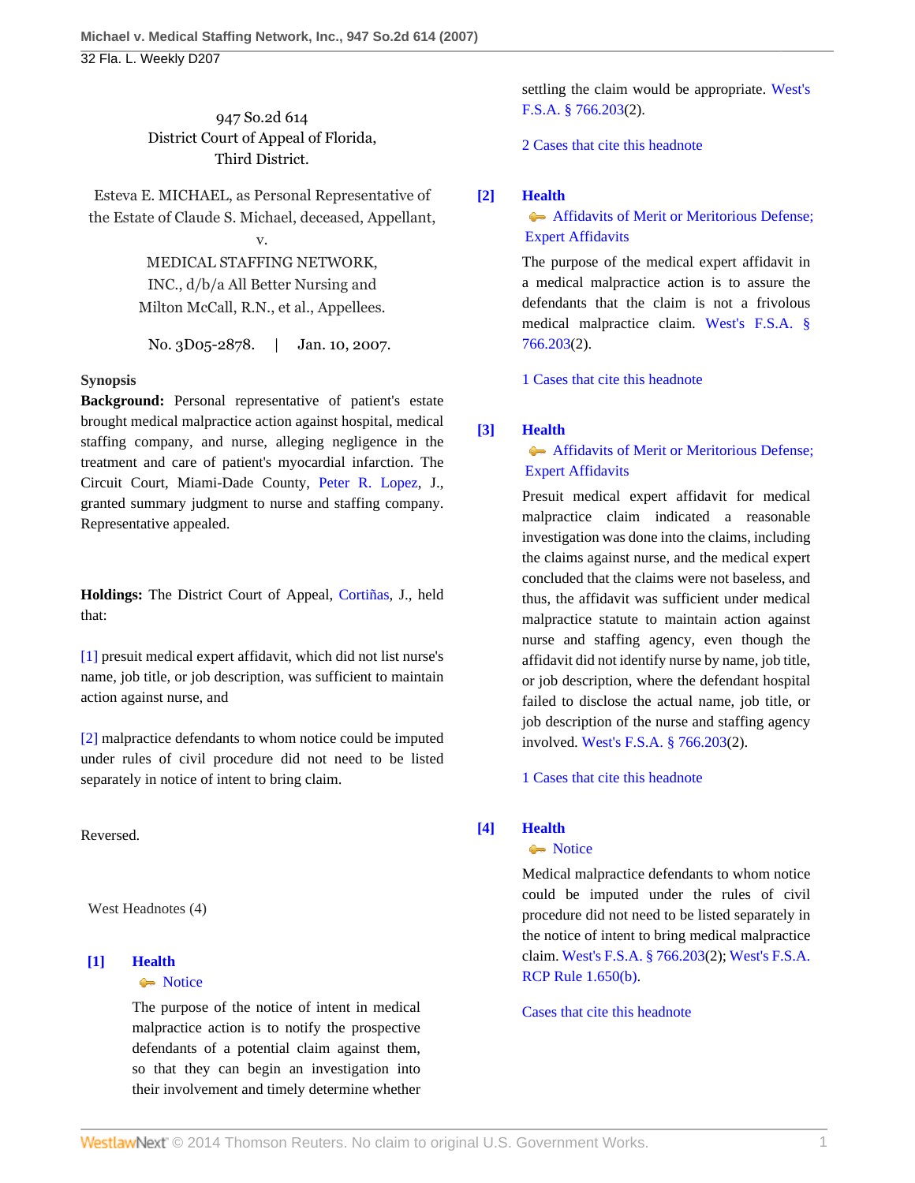947 So.2d 614
District Court of Appeal of Florida,
Third District.

Esteva E. MICHAEL, as Personal Representative of the Estate of Claude S. Michael, deceased, Appellant,
v.
MEDICAL STAFFING NETWORK, INC., d/b/a All Better Nursing and Milton McCall, R.N., et al., Appellees.

No. 3D05-2878. | Jan. 10, 2007.

**Synopsis**

**Background:** Personal representative of patient's estate brought medical malpractice action against hospital, medical staffing company, and nurse, alleging negligence in the treatment and care of patient's myocardial infarction. The Circuit Court, Miami-Dade County, Peter R. Lopez, J., granted summary judgment to nurse and staffing company. Representative appealed.

**Holdings:** The District Court of Appeal, Cortiñas, J., held that:

[1] presuit medical expert affidavit, which did not list nurse's name, job title, or job description, was sufficient to maintain action against nurse, and

[2] malpractice defendants to whom notice could be imputed under rules of civil procedure did not need to be listed separately in notice of intent to bring claim.

Reversed.

West Headnotes (4)

**[1] Health**
Notice

The purpose of the notice of intent in medical malpractice action is to notify the prospective defendants of a potential claim against them, so that they can begin an investigation into their involvement and timely determine whether settling the claim would be appropriate. West's F.S.A. § 766.203(2).

2 Cases that cite this headnote

**[2] Health**
Affidavits of Merit or Meritorious Defense; Expert Affidavits

The purpose of the medical expert affidavit in a medical malpractice action is to assure the defendants that the claim is not a frivolous medical malpractice claim. West's F.S.A. § 766.203(2).

1 Cases that cite this headnote

**[3] Health**
Affidavits of Merit or Meritorious Defense; Expert Affidavits

Presuit medical expert affidavit for medical malpractice claim indicated a reasonable investigation was done into the claims, including the claims against nurse, and the medical expert concluded that the claims were not baseless, and thus, the affidavit was sufficient under medical malpractice statute to maintain action against nurse and staffing agency, even though the affidavit did not identify nurse by name, job title, or job description, where the defendant hospital failed to disclose the actual name, job title, or job description of the nurse and staffing agency involved. West's F.S.A. § 766.203(2).

1 Cases that cite this headnote

**[4] Health**
Notice

Medical malpractice defendants to whom notice could be imputed under the rules of civil procedure did not need to be listed separately in the notice of intent to bring medical malpractice claim. West's F.S.A. § 766.203(2); West's F.S.A. RCP Rule 1.650(b).

Cases that cite this headnote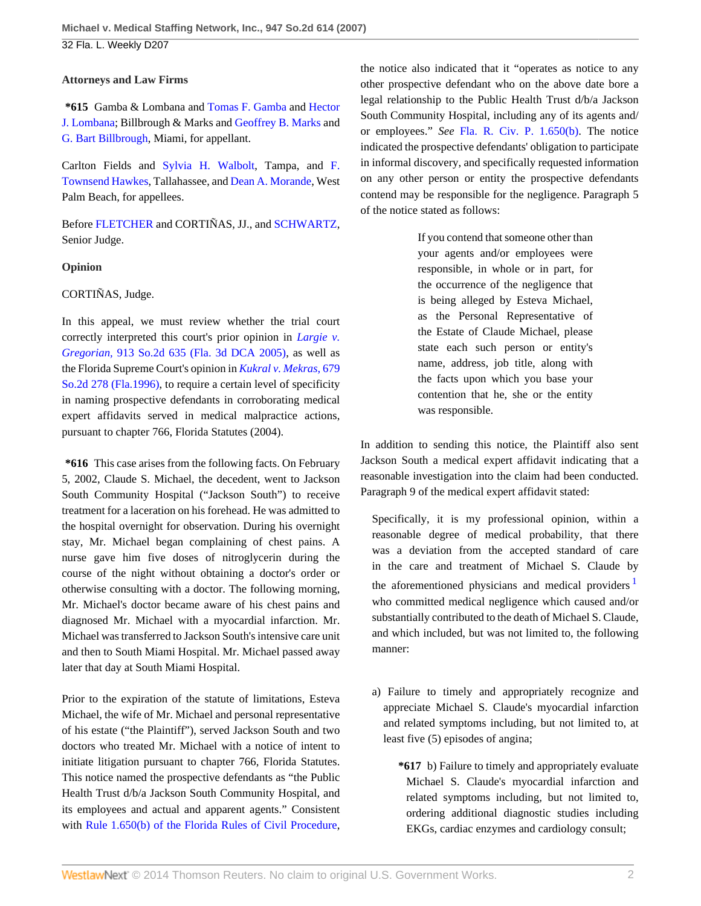### Attorneys and Law Firms

**\*615** Gamba & Lombana and Tomas F. Gamba and Hector J. Lombana; Billbrough & Marks and Geoffrey B. Marks and G. Bart Billbrough, Miami, for appellant.

Carlton Fields and Sylvia H. Walbolt, Tampa, and F. Townsend Hawkes, Tallahassee, and Dean A. Morande, West Palm Beach, for appellees.

Before FLETCHER and CORTIÑAS, JJ., and SCHWARTZ, Senior Judge.

### Opinion

CORTIÑAS, Judge.

In this appeal, we must review whether the trial court correctly interpreted this court's prior opinion in *Largie v. Gregorian,* 913 So.2d 635 (Fla. 3d DCA 2005), as well as the Florida Supreme Court's opinion in *Kukral v. Mekras,* 679 So.2d 278 (Fla.1996), to require a certain level of specificity in naming prospective defendants in corroborating medical expert affidavits served in medical malpractice actions, pursuant to chapter 766, Florida Statutes (2004).

**\*616** This case arises from the following facts. On February 5, 2002, Claude S. Michael, the decedent, went to Jackson South Community Hospital ("Jackson South") to receive treatment for a laceration on his forehead. He was admitted to the hospital overnight for observation. During his overnight stay, Mr. Michael began complaining of chest pains. A nurse gave him five doses of nitroglycerin during the course of the night without obtaining a doctor's order or otherwise consulting with a doctor. The following morning, Mr. Michael's doctor became aware of his chest pains and diagnosed Mr. Michael with a myocardial infarction. Mr. Michael was transferred to Jackson South's intensive care unit and then to South Miami Hospital. Mr. Michael passed away later that day at South Miami Hospital.

Prior to the expiration of the statute of limitations, Esteva Michael, the wife of Mr. Michael and personal representative of his estate ("the Plaintiff"), served Jackson South and two doctors who treated Mr. Michael with a notice of intent to initiate litigation pursuant to chapter 766, Florida Statutes. This notice named the prospective defendants as "the Public Health Trust d/b/a Jackson South Community Hospital, and its employees and actual and apparent agents." Consistent with Rule 1.650(b) of the Florida Rules of Civil Procedure, the notice also indicated that it "operates as notice to any other prospective defendant who on the above date bore a legal relationship to the Public Health Trust d/b/a Jackson South Community Hospital, including any of its agents and/or employees." *See* Fla. R. Civ. P. 1.650(b). The notice indicated the prospective defendants' obligation to participate in informal discovery, and specifically requested information on any other person or entity the prospective defendants contend may be responsible for the negligence. Paragraph 5 of the notice stated as follows:

> If you contend that someone other than your agents and/or employees were responsible, in whole or in part, for the occurrence of the negligence that is being alleged by Esteva Michael, as the Personal Representative of the Estate of Claude Michael, please state each such person or entity's name, address, job title, along with the facts upon which you base your contention that he, she or the entity was responsible.

In addition to sending this notice, the Plaintiff also sent Jackson South a medical expert affidavit indicating that a reasonable investigation into the claim had been conducted. Paragraph 9 of the medical expert affidavit stated:

> Specifically, it is my professional opinion, within a reasonable degree of medical probability, that there was a deviation from the accepted standard of care in the care and treatment of Michael S. Claude by the aforementioned physicians and medical providers [1] who committed medical negligence which caused and/or substantially contributed to the death of Michael S. Claude, and which included, but was not limited to, the following manner:
>
> a) Failure to timely and appropriately recognize and appreciate Michael S. Claude's myocardial infarction and related symptoms including, but not limited to, at least five (5) episodes of angina;
>
> **\*617** b) Failure to timely and appropriately evaluate Michael S. Claude's myocardial infarction and related symptoms including, but not limited to, ordering additional diagnostic studies including EKGs, cardiac enzymes and cardiology consult;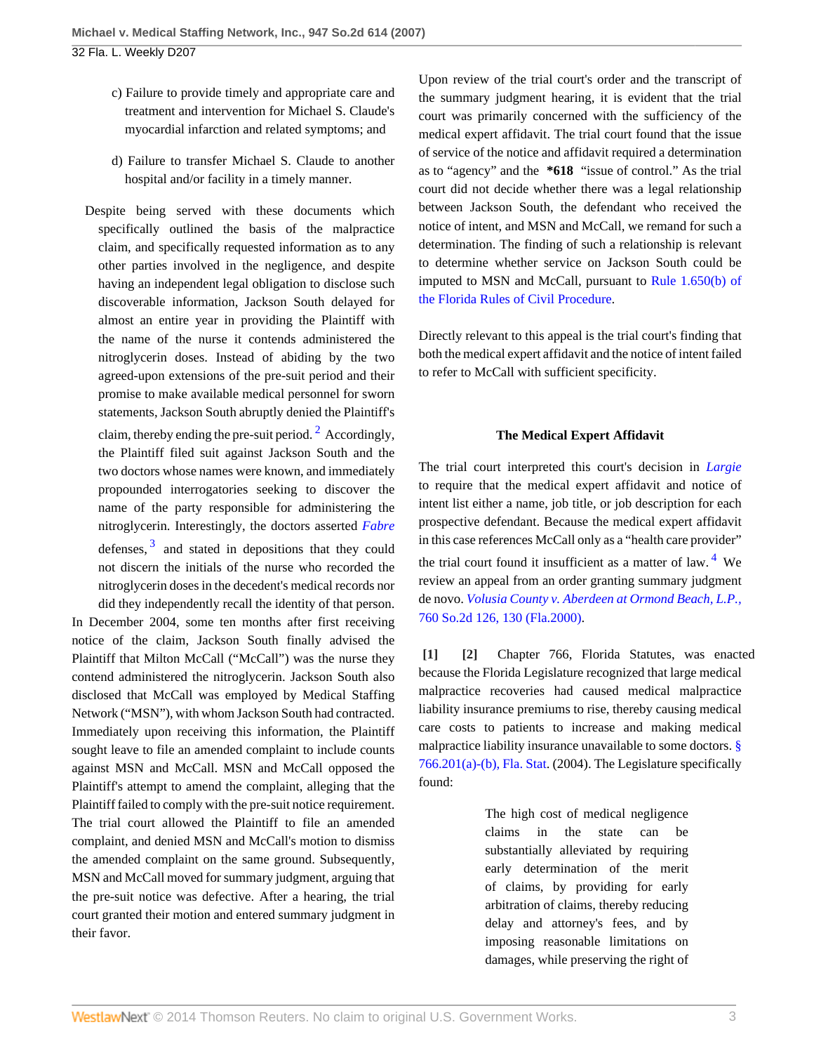c) Failure to provide timely and appropriate care and treatment and intervention for Michael S. Claude's myocardial infarction and related symptoms; and

d) Failure to transfer Michael S. Claude to another hospital and/or facility in a timely manner.

Despite being served with these documents which specifically outlined the basis of the malpractice claim, and specifically requested information as to any other parties involved in the negligence, and despite having an independent legal obligation to disclose such discoverable information, Jackson South delayed for almost an entire year in providing the Plaintiff with the name of the nurse it contends administered the nitroglycerin doses. Instead of abiding by the two agreed-upon extensions of the pre-suit period and their promise to make available medical personnel for sworn statements, Jackson South abruptly denied the Plaintiff's claim, thereby ending the pre-suit period. [2] Accordingly, the Plaintiff filed suit against Jackson South and the two doctors whose names were known, and immediately propounded interrogatories seeking to discover the name of the party responsible for administering the nitroglycerin. Interestingly, the doctors asserted *Fabre* defenses, [3] and stated in depositions that they could not discern the initials of the nurse who recorded the nitroglycerin doses in the decedent's medical records nor did they independently recall the identity of that person.

In December 2004, some ten months after first receiving notice of the claim, Jackson South finally advised the Plaintiff that Milton McCall ("McCall") was the nurse they contend administered the nitroglycerin. Jackson South also disclosed that McCall was employed by Medical Staffing Network ("MSN"), with whom Jackson South had contracted. Immediately upon receiving this information, the Plaintiff sought leave to file an amended complaint to include counts against MSN and McCall. MSN and McCall opposed the Plaintiff's attempt to amend the complaint, alleging that the Plaintiff failed to comply with the pre-suit notice requirement. The trial court allowed the Plaintiff to file an amended complaint, and denied MSN and McCall's motion to dismiss the amended complaint on the same ground. Subsequently, MSN and McCall moved for summary judgment, arguing that the pre-suit notice was defective. After a hearing, the trial court granted their motion and entered summary judgment in their favor.

Upon review of the trial court's order and the transcript of the summary judgment hearing, it is evident that the trial court was primarily concerned with the sufficiency of the medical expert affidavit. The trial court found that the issue of service of the notice and affidavit required a determination as to "agency" and the **\*618** "issue of control." As the trial court did not decide whether there was a legal relationship between Jackson South, the defendant who received the notice of intent, and MSN and McCall, we remand for such a determination. The finding of such a relationship is relevant to determine whether service on Jackson South could be imputed to MSN and McCall, pursuant to Rule 1.650(b) of the Florida Rules of Civil Procedure.

Directly relevant to this appeal is the trial court's finding that both the medical expert affidavit and the notice of intent failed to refer to McCall with sufficient specificity.

## The Medical Expert Affidavit

The trial court interpreted this court's decision in *Largie* to require that the medical expert affidavit and notice of intent list either a name, job title, or job description for each prospective defendant. Because the medical expert affidavit in this case references McCall only as a "health care provider" the trial court found it insufficient as a matter of law. [4] We review an appeal from an order granting summary judgment de novo. *Volusia County v. Aberdeen at Ormond Beach, L.P.*, 760 So.2d 126, 130 (Fla.2000).

**[1] [2]** Chapter 766, Florida Statutes, was enacted because the Florida Legislature recognized that large medical malpractice recoveries had caused medical malpractice liability insurance premiums to rise, thereby causing medical care costs to patients to increase and making medical malpractice liability insurance unavailable to some doctors. § 766.201(a)-(b), Fla. Stat. (2004). The Legislature specifically found:

> The high cost of medical negligence claims in the state can be substantially alleviated by requiring early determination of the merit of claims, by providing for early arbitration of claims, thereby reducing delay and attorney's fees, and by imposing reasonable limitations on damages, while preserving the right of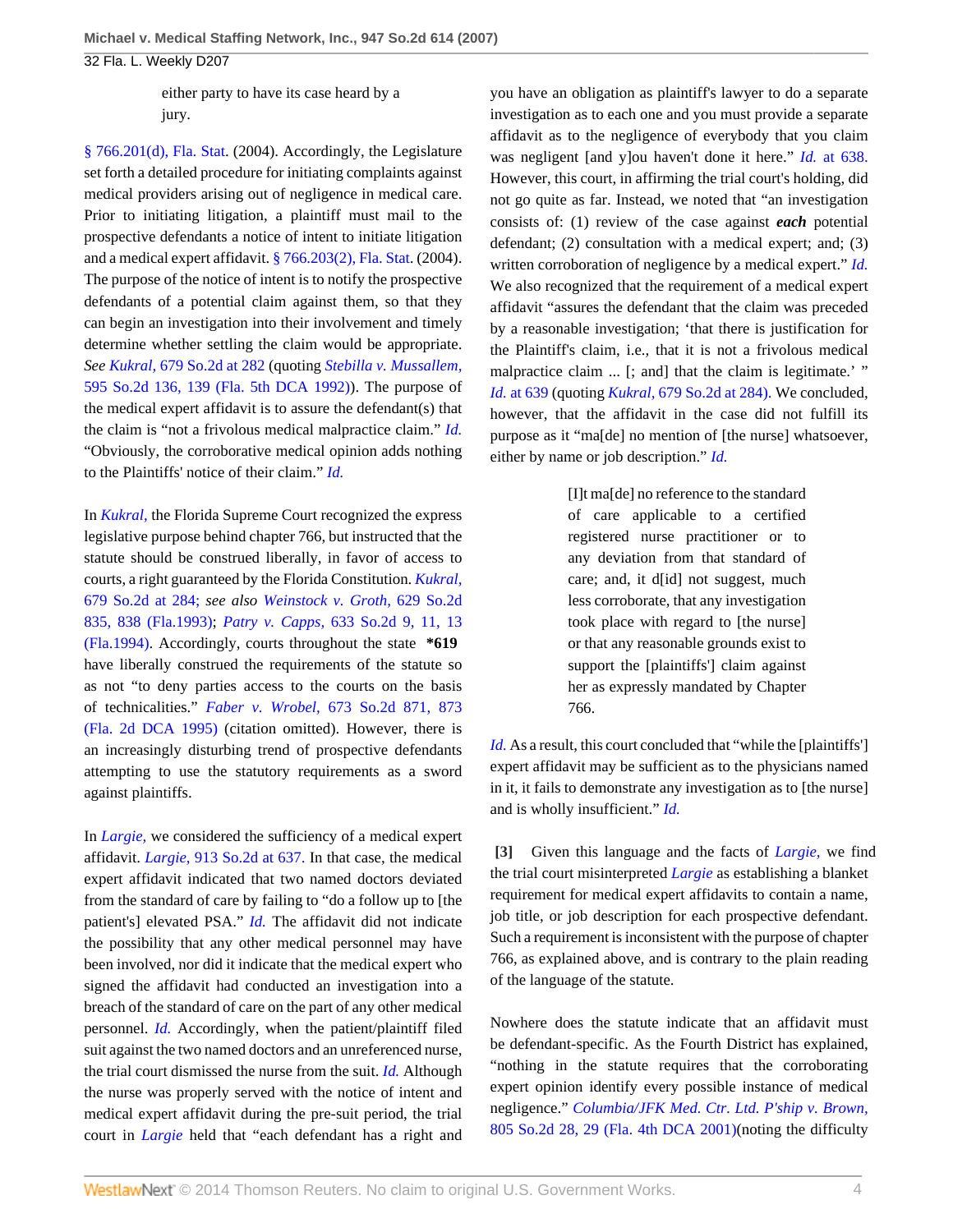either party to have its case heard by a jury.

§ 766.201(d), Fla. Stat. (2004). Accordingly, the Legislature set forth a detailed procedure for initiating complaints against medical providers arising out of negligence in medical care. Prior to initiating litigation, a plaintiff must mail to the prospective defendants a notice of intent to initiate litigation and a medical expert affidavit. § 766.203(2), Fla. Stat. (2004). The purpose of the notice of intent is to notify the prospective defendants of a potential claim against them, so that they can begin an investigation into their involvement and timely determine whether settling the claim would be appropriate. *See Kukral,* 679 So.2d at 282 (quoting *Stebilla v. Mussallem,* 595 So.2d 136, 139 (Fla. 5th DCA 1992)). The purpose of the medical expert affidavit is to assure the defendant(s) that the claim is "not a frivolous medical malpractice claim." *Id.* "Obviously, the corroborative medical opinion adds nothing to the Plaintiffs' notice of their claim." *Id.*

In *Kukral,* the Florida Supreme Court recognized the express legislative purpose behind chapter 766, but instructed that the statute should be construed liberally, in favor of access to courts, a right guaranteed by the Florida Constitution. *Kukral,* 679 So.2d at 284; *see also Weinstock v. Groth,* 629 So.2d 835, 838 (Fla.1993); *Patry v. Capps,* 633 So.2d 9, 11, 13 (Fla.1994). Accordingly, courts throughout the state **\*619** have liberally construed the requirements of the statute so as not "to deny parties access to the courts on the basis of technicalities." *Faber v. Wrobel,* 673 So.2d 871, 873 (Fla. 2d DCA 1995) (citation omitted). However, there is an increasingly disturbing trend of prospective defendants attempting to use the statutory requirements as a sword against plaintiffs.

In *Largie,* we considered the sufficiency of a medical expert affidavit. *Largie,* 913 So.2d at 637. In that case, the medical expert affidavit indicated that two named doctors deviated from the standard of care by failing to "do a follow up to [the patient's] elevated PSA." *Id.* The affidavit did not indicate the possibility that any other medical personnel may have been involved, nor did it indicate that the medical expert who signed the affidavit had conducted an investigation into a breach of the standard of care on the part of any other medical personnel. *Id.* Accordingly, when the patient/plaintiff filed suit against the two named doctors and an unreferenced nurse, the trial court dismissed the nurse from the suit. *Id.* Although the nurse was properly served with the notice of intent and medical expert affidavit during the pre-suit period, the trial court in *Largie* held that "each defendant has a right and you have an obligation as plaintiff's lawyer to do a separate investigation as to each one and you must provide a separate affidavit as to the negligence of everybody that you claim was negligent [and y]ou haven't done it here." *Id.* at 638. However, this court, in affirming the trial court's holding, did not go quite as far. Instead, we noted that "an investigation consists of: (1) review of the case against ***each*** potential defendant; (2) consultation with a medical expert; and; (3) written corroboration of negligence by a medical expert." *Id.* We also recognized that the requirement of a medical expert affidavit "assures the defendant that the claim was preceded by a reasonable investigation; 'that there is justification for the Plaintiff's claim, i.e., that it is not a frivolous medical malpractice claim ... [; and] that the claim is legitimate.' " *Id.* at 639 (quoting *Kukral,* 679 So.2d at 284). We concluded, however, that the affidavit in the case did not fulfill its purpose as it "ma[de] no mention of [the nurse] whatsoever, either by name or job description." *Id.*

> [I]t ma[de] no reference to the standard of care applicable to a certified registered nurse practitioner or to any deviation from that standard of care; and, it d[id] not suggest, much less corroborate, that any investigation took place with regard to [the nurse] or that any reasonable grounds exist to support the [plaintiffs'] claim against her as expressly mandated by Chapter 766.

*Id.* As a result, this court concluded that "while the [plaintiffs'] expert affidavit may be sufficient as to the physicians named in it, it fails to demonstrate any investigation as to [the nurse] and is wholly insufficient." *Id.*

**[3]** Given this language and the facts of *Largie,* we find the trial court misinterpreted *Largie* as establishing a blanket requirement for medical expert affidavits to contain a name, job title, or job description for each prospective defendant. Such a requirement is inconsistent with the purpose of chapter 766, as explained above, and is contrary to the plain reading of the language of the statute.

Nowhere does the statute indicate that an affidavit must be defendant-specific. As the Fourth District has explained, "nothing in the statute requires that the corroborating expert opinion identify every possible instance of medical negligence." *Columbia/JFK Med. Ctr. Ltd. P'ship v. Brown,* 805 So.2d 28, 29 (Fla. 4th DCA 2001)(noting the difficulty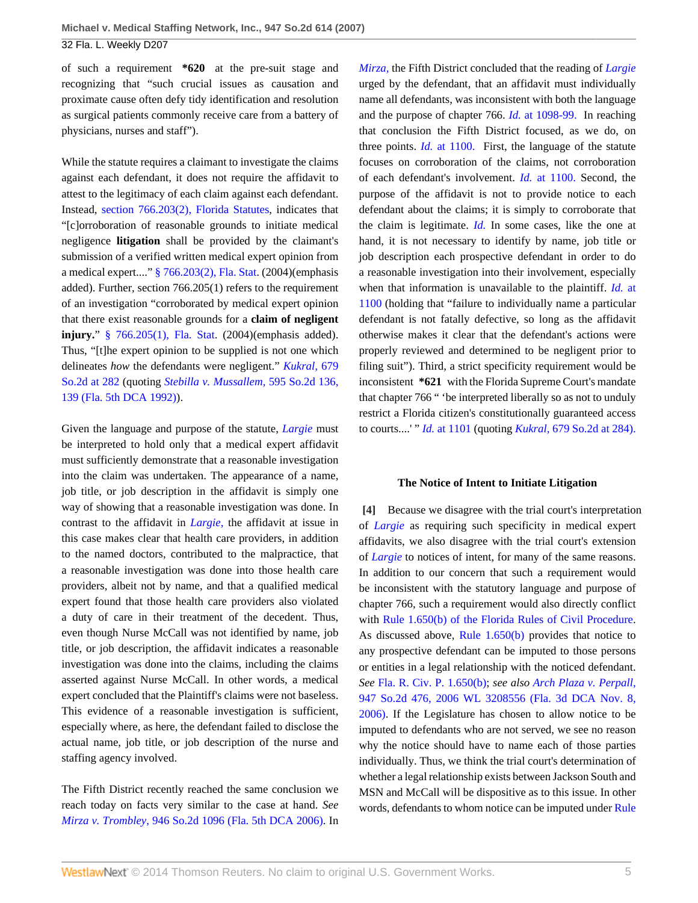of such a requirement **\*620** at the pre-suit stage and recognizing that "such crucial issues as causation and proximate cause often defy tidy identification and resolution as surgical patients commonly receive care from a battery of physicians, nurses and staff").

While the statute requires a claimant to investigate the claims against each defendant, it does not require the affidavit to attest to the legitimacy of each claim against each defendant. Instead, section 766.203(2), Florida Statutes, indicates that "[c]orroboration of reasonable grounds to initiate medical negligence **litigation** shall be provided by the claimant's submission of a verified written medical expert opinion from a medical expert...." § 766.203(2), Fla. Stat. (2004)(emphasis added). Further, section 766.205(1) refers to the requirement of an investigation "corroborated by medical expert opinion that there exist reasonable grounds for a **claim of negligent injury**." § 766.205(1), Fla. Stat. (2004)(emphasis added). Thus, "[t]he expert opinion to be supplied is not one which delineates *how* the defendants were negligent." *Kukral,* 679 So.2d at 282 (quoting *Stebilla v. Mussallem,* 595 So.2d 136, 139 (Fla. 5th DCA 1992)).

Given the language and purpose of the statute, *Largie* must be interpreted to hold only that a medical expert affidavit must sufficiently demonstrate that a reasonable investigation into the claim was undertaken. The appearance of a name, job title, or job description in the affidavit is simply one way of showing that a reasonable investigation was done. In contrast to the affidavit in *Largie,* the affidavit at issue in this case makes clear that health care providers, in addition to the named doctors, contributed to the malpractice, that a reasonable investigation was done into those health care providers, albeit not by name, and that a qualified medical expert found that those health care providers also violated a duty of care in their treatment of the decedent. Thus, even though Nurse McCall was not identified by name, job title, or job description, the affidavit indicates a reasonable investigation was done into the claims, including the claims asserted against Nurse McCall. In other words, a medical expert concluded that the Plaintiff's claims were not baseless. This evidence of a reasonable investigation is sufficient, especially where, as here, the defendant failed to disclose the actual name, job title, or job description of the nurse and staffing agency involved.

The Fifth District recently reached the same conclusion we reach today on facts very similar to the case at hand. *See Mirza v. Trombley,* 946 So.2d 1096 (Fla. 5th DCA 2006). In *Mirza,* the Fifth District concluded that the reading of *Largie* urged by the defendant, that an affidavit must individually name all defendants, was inconsistent with both the language and the purpose of chapter 766. *Id.* at 1098-99. In reaching that conclusion the Fifth District focused, as we do, on three points. *Id.* at 1100. First, the language of the statute focuses on corroboration of the claims, not corroboration of each defendant's involvement. *Id.* at 1100. Second, the purpose of the affidavit is not to provide notice to each defendant about the claims; it is simply to corroborate that the claim is legitimate. *Id.* In some cases, like the one at hand, it is not necessary to identify by name, job title or job description each prospective defendant in order to do a reasonable investigation into their involvement, especially when that information is unavailable to the plaintiff. *Id.* at 1100 (holding that "failure to individually name a particular defendant is not fatally defective, so long as the affidavit otherwise makes it clear that the defendant's actions were properly reviewed and determined to be negligent prior to filing suit"). Third, a strict specificity requirement would be inconsistent **\*621** with the Florida Supreme Court's mandate that chapter 766 " 'be interpreted liberally so as not to unduly restrict a Florida citizen's constitutionally guaranteed access to courts....' " *Id.* at 1101 (quoting *Kukral,* 679 So.2d at 284).

**The Notice of Intent to Initiate Litigation**

**[4]** Because we disagree with the trial court's interpretation of *Largie* as requiring such specificity in medical expert affidavits, we also disagree with the trial court's extension of *Largie* to notices of intent, for many of the same reasons. In addition to our concern that such a requirement would be inconsistent with the statutory language and purpose of chapter 766, such a requirement would also directly conflict with Rule 1.650(b) of the Florida Rules of Civil Procedure. As discussed above, Rule 1.650(b) provides that notice to any prospective defendant can be imputed to those persons or entities in a legal relationship with the noticed defendant. *See* Fla. R. Civ. P. 1.650(b); *see also Arch Plaza v. Perpall,* 947 So.2d 476, 2006 WL 3208556 (Fla. 3d DCA Nov. 8, 2006). If the Legislature has chosen to allow notice to be imputed to defendants who are not served, we see no reason why the notice should have to name each of those parties individually. Thus, we think the trial court's determination of whether a legal relationship exists between Jackson South and MSN and McCall will be dispositive as to this issue. In other words, defendants to whom notice can be imputed under Rule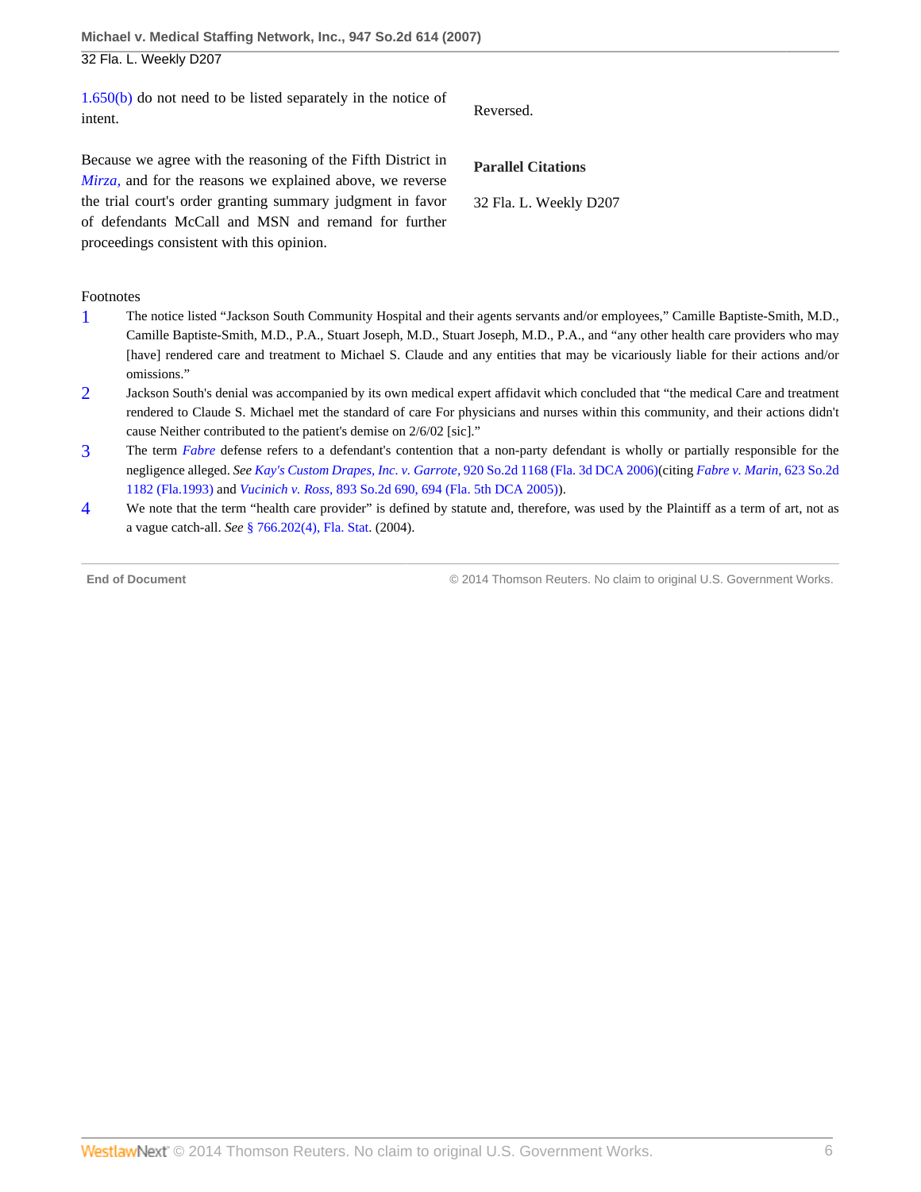1.650(b) do not need to be listed separately in the notice of intent.

Because we agree with the reasoning of the Fifth District in *Mirza,* and for the reasons we explained above, we reverse the trial court's order granting summary judgment in favor of defendants McCall and MSN and remand for further proceedings consistent with this opinion.

Reversed.

**Parallel Citations**

32 Fla. L. Weekly D207

Footnotes

1. The notice listed "Jackson South Community Hospital and their agents servants and/or employees," Camille Baptiste-Smith, M.D., Camille Baptiste-Smith, M.D., P.A., Stuart Joseph, M.D., Stuart Joseph, M.D., P.A., and "any other health care providers who may [have] rendered care and treatment to Michael S. Claude and any entities that may be vicariously liable for their actions and/or omissions."
2. Jackson South's denial was accompanied by its own medical expert affidavit which concluded that "the medical Care and treatment rendered to Claude S. Michael met the standard of care For physicians and nurses within this community, and their actions didn't cause Neither contributed to the patient's demise on 2/6/02 [sic]."
3. The term *Fabre* defense refers to a defendant's contention that a non-party defendant is wholly or partially responsible for the negligence alleged. *See Kay's Custom Drapes, Inc. v. Garrote,* 920 So.2d 1168 (Fla. 3d DCA 2006)(citing *Fabre v. Marin,* 623 So.2d 1182 (Fla.1993) and *Vucinich v. Ross,* 893 So.2d 690, 694 (Fla. 5th DCA 2005)).
4. We note that the term "health care provider" is defined by statute and, therefore, was used by the Plaintiff as a term of art, not as a vague catch-all. *See* § 766.202(4), Fla. Stat. (2004).

End of Document

© 2014 Thomson Reuters. No claim to original U.S. Government Works.